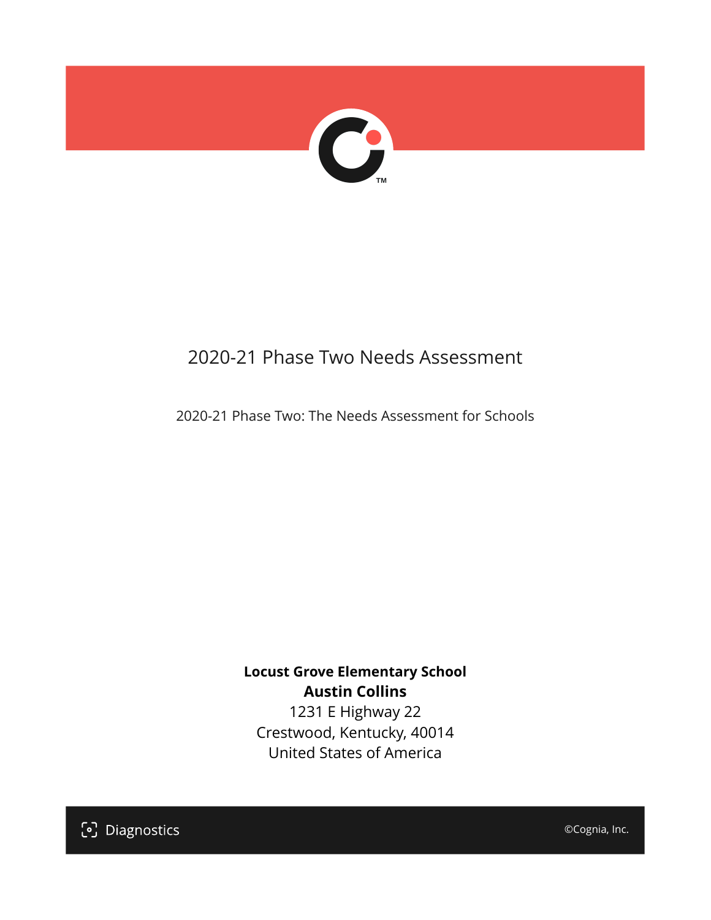# 2020-21 Phase Two Needs Assessment

2020-21 Phase Two: The Needs Assessment for Schools

**Locust Grove Elementary School**
**Austin Collins**
1231 E Highway 22
Crestwood, Kentucky, 40014
United States of America

Diagnostics

©Cognia, Inc.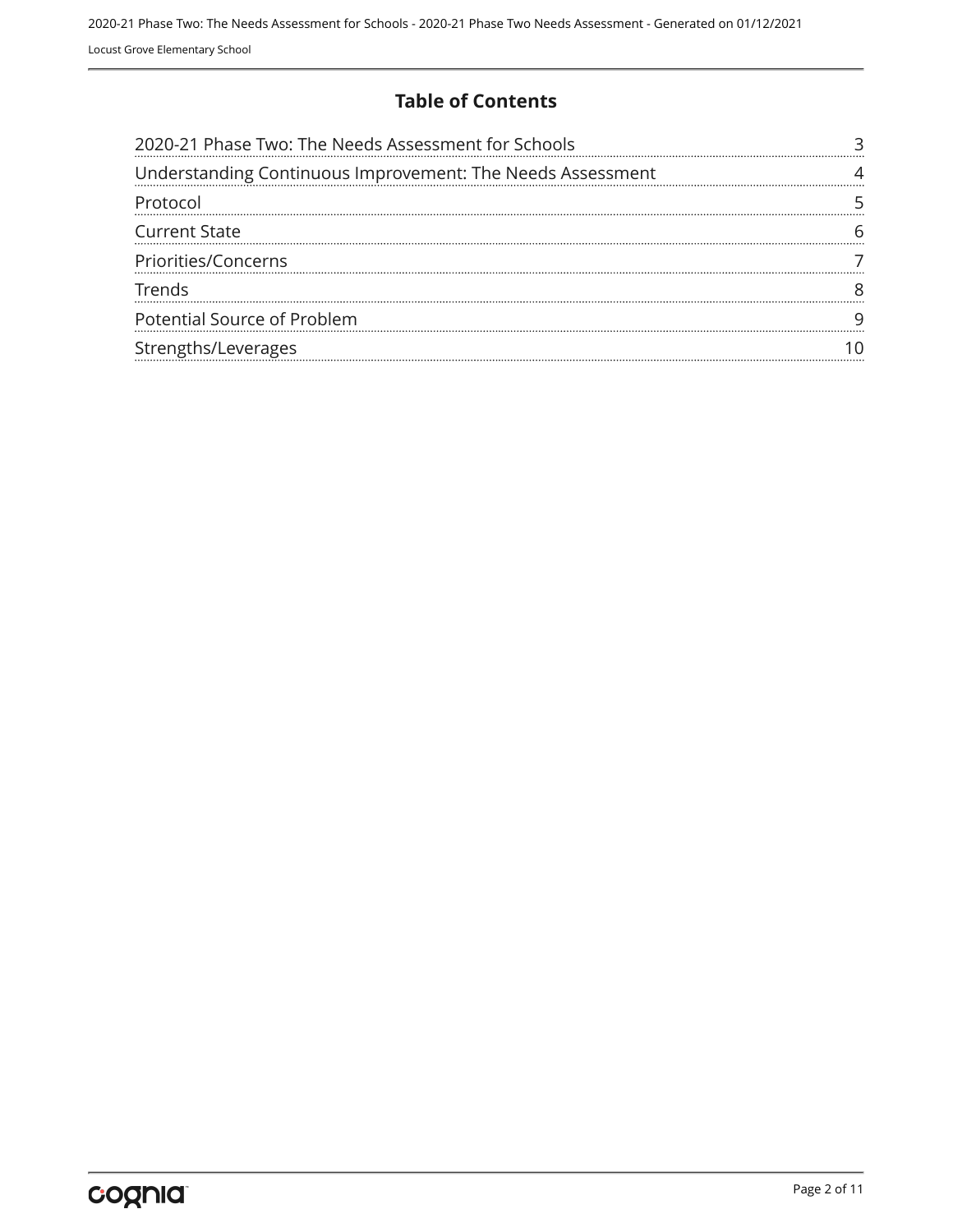# Table of Contents

| | |
|---|---|
| 2020-21 Phase Two: The Needs Assessment for Schools | 3 |
| Understanding Continuous Improvement: The Needs Assessment | 4 |
| Protocol | 5 |
| Current State | 6 |
| Priorities/Concerns | 7 |
| Trends | 8 |
| Potential Source of Problem | 9 |
| Strengths/Leverages | 10 |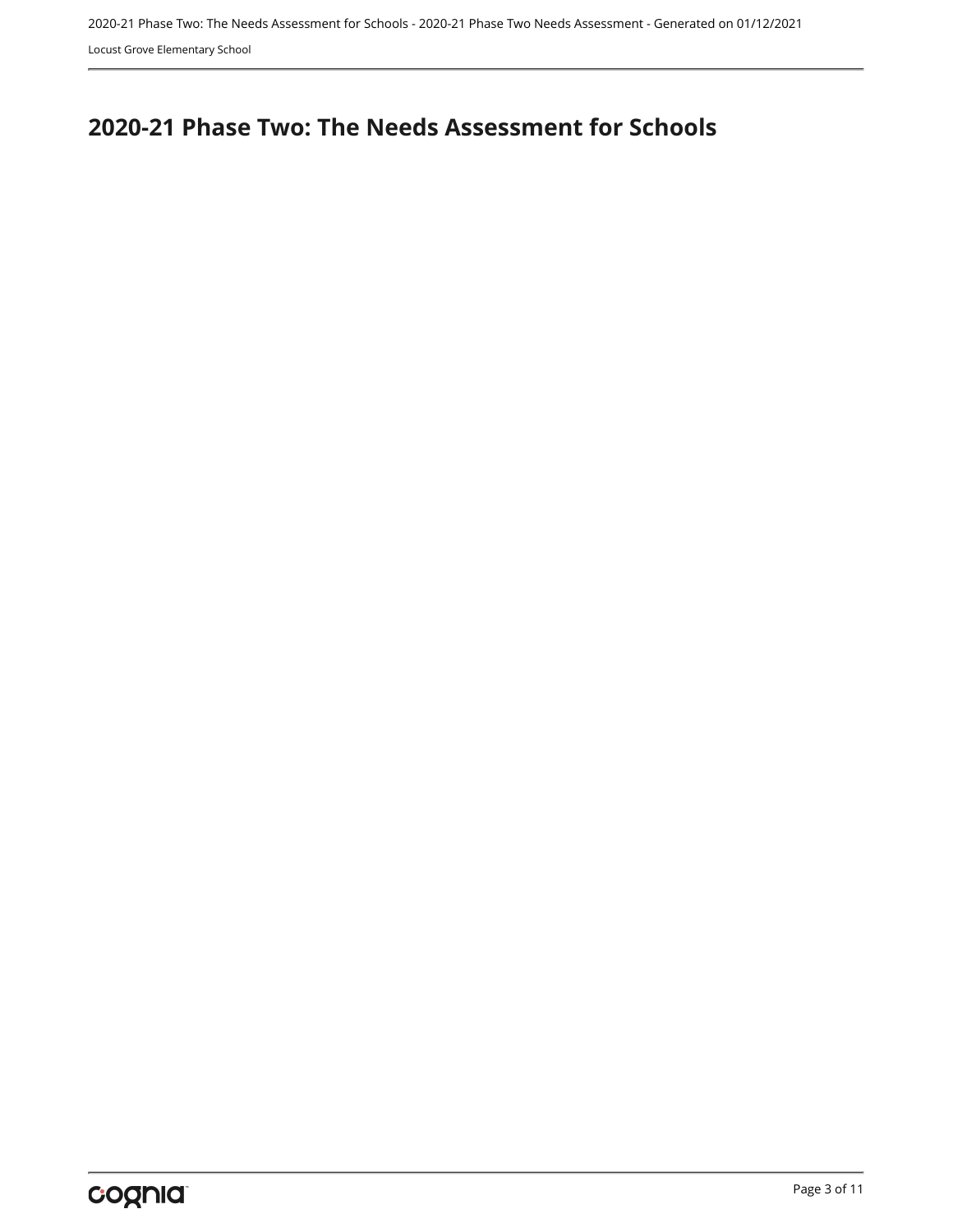# 2020-21 Phase Two: The Needs Assessment for Schools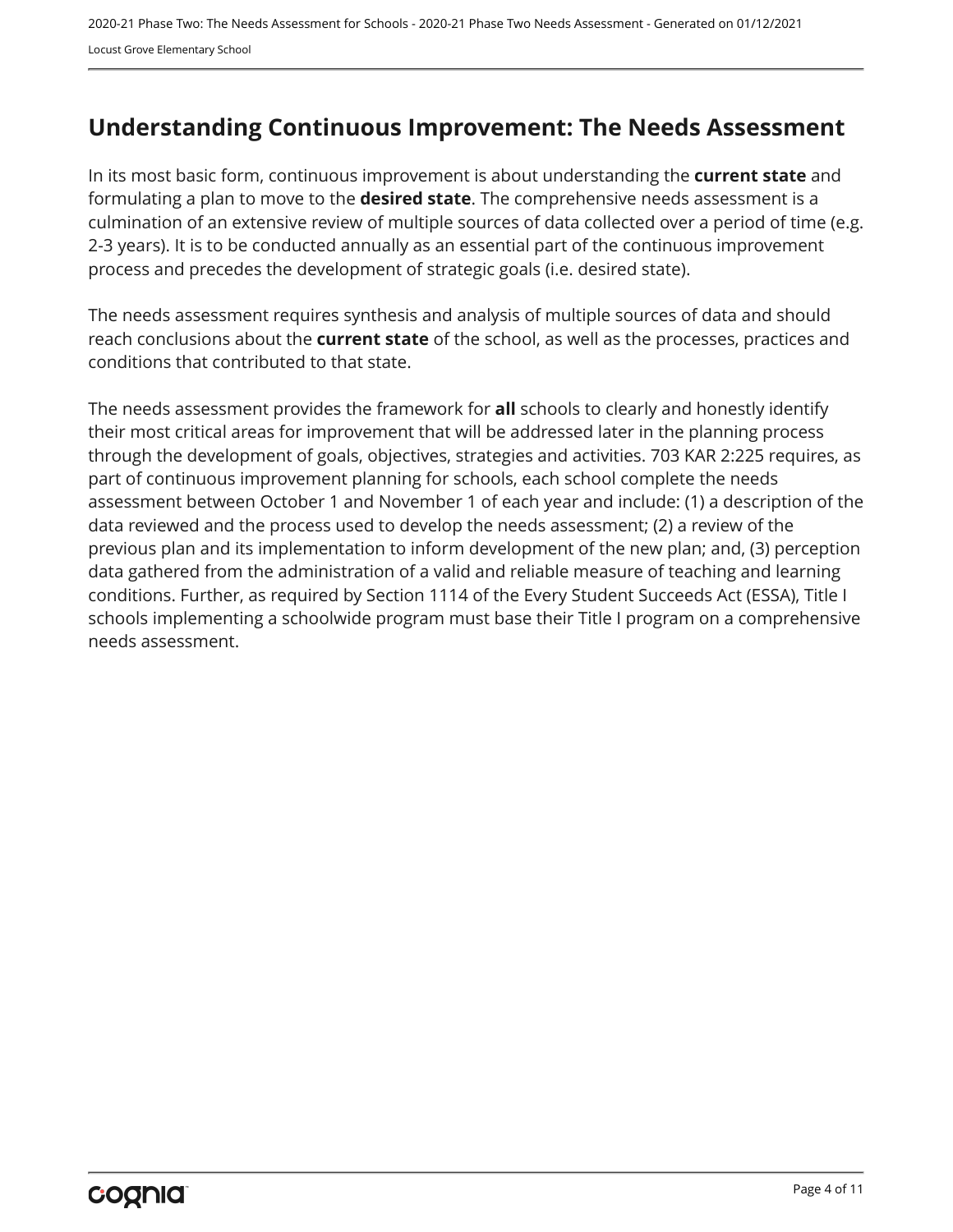## Understanding Continuous Improvement: The Needs Assessment

In its most basic form, continuous improvement is about understanding the **current state** and formulating a plan to move to the **desired state**. The comprehensive needs assessment is a culmination of an extensive review of multiple sources of data collected over a period of time (e.g. 2-3 years). It is to be conducted annually as an essential part of the continuous improvement process and precedes the development of strategic goals (i.e. desired state).

The needs assessment requires synthesis and analysis of multiple sources of data and should reach conclusions about the **current state** of the school, as well as the processes, practices and conditions that contributed to that state.

The needs assessment provides the framework for **all** schools to clearly and honestly identify their most critical areas for improvement that will be addressed later in the planning process through the development of goals, objectives, strategies and activities. 703 KAR 2:225 requires, as part of continuous improvement planning for schools, each school complete the needs assessment between October 1 and November 1 of each year and include: (1) a description of the data reviewed and the process used to develop the needs assessment; (2) a review of the previous plan and its implementation to inform development of the new plan; and, (3) perception data gathered from the administration of a valid and reliable measure of teaching and learning conditions. Further, as required by Section 1114 of the Every Student Succeeds Act (ESSA), Title I schools implementing a schoolwide program must base their Title I program on a comprehensive needs assessment.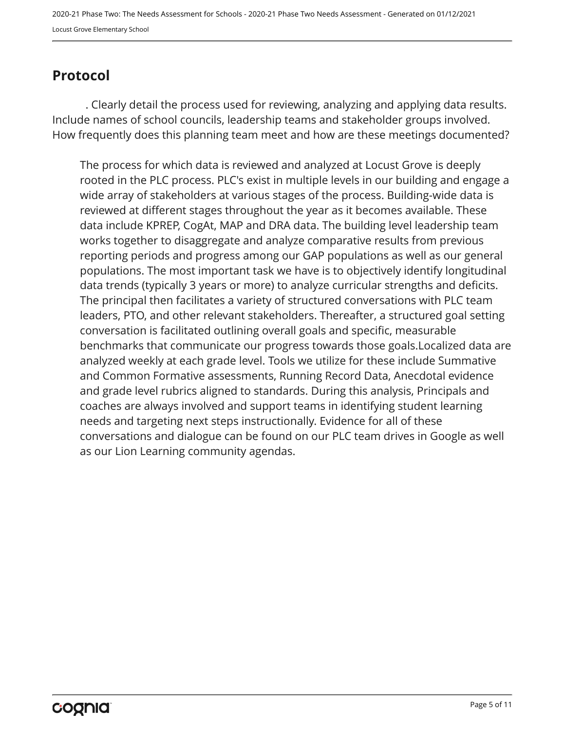## Protocol

. Clearly detail the process used for reviewing, analyzing and applying data results. Include names of school councils, leadership teams and stakeholder groups involved. How frequently does this planning team meet and how are these meetings documented?

The process for which data is reviewed and analyzed at Locust Grove is deeply rooted in the PLC process. PLC's exist in multiple levels in our building and engage a wide array of stakeholders at various stages of the process. Building-wide data is reviewed at different stages throughout the year as it becomes available. These data include KPREP, CogAt, MAP and DRA data. The building level leadership team works together to disaggregate and analyze comparative results from previous reporting periods and progress among our GAP populations as well as our general populations. The most important task we have is to objectively identify longitudinal data trends (typically 3 years or more) to analyze curricular strengths and deficits. The principal then facilitates a variety of structured conversations with PLC team leaders, PTO, and other relevant stakeholders. Thereafter, a structured goal setting conversation is facilitated outlining overall goals and specific, measurable benchmarks that communicate our progress towards those goals.Localized data are analyzed weekly at each grade level. Tools we utilize for these include Summative and Common Formative assessments, Running Record Data, Anecdotal evidence and grade level rubrics aligned to standards. During this analysis, Principals and coaches are always involved and support teams in identifying student learning needs and targeting next steps instructionally. Evidence for all of these conversations and dialogue can be found on our PLC team drives in Google as well as our Lion Learning community agendas.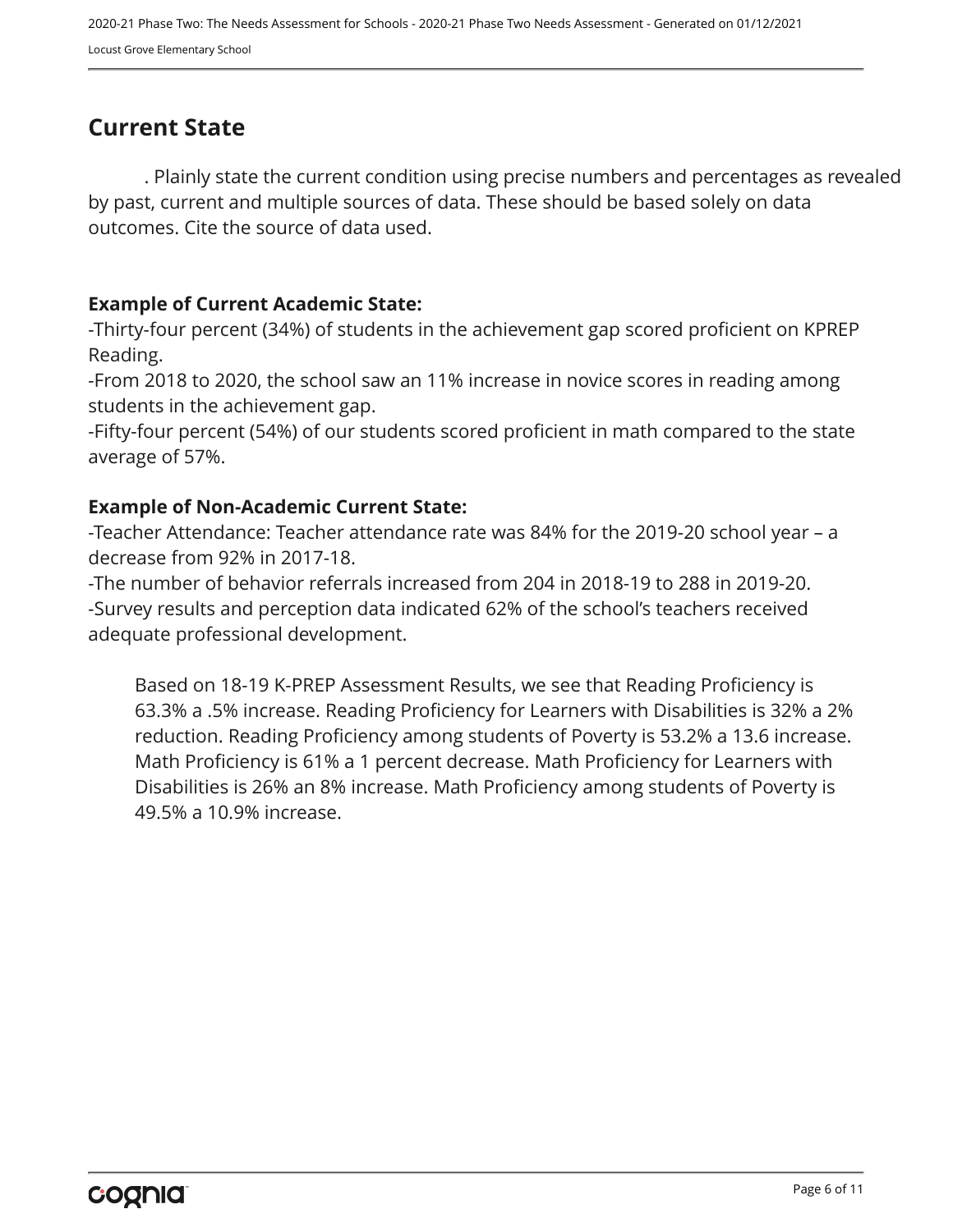## Current State

. Plainly state the current condition using precise numbers and percentages as revealed by past, current and multiple sources of data. These should be based solely on data outcomes. Cite the source of data used.

**Example of Current Academic State:**
-Thirty-four percent (34%) of students in the achievement gap scored proficient on KPREP Reading.
-From 2018 to 2020, the school saw an 11% increase in novice scores in reading among students in the achievement gap.
-Fifty-four percent (54%) of our students scored proficient in math compared to the state average of 57%.

**Example of Non-Academic Current State:**
-Teacher Attendance: Teacher attendance rate was 84% for the 2019-20 school year – a decrease from 92% in 2017-18.
-The number of behavior referrals increased from 204 in 2018-19 to 288 in 2019-20.
-Survey results and perception data indicated 62% of the school's teachers received adequate professional development.

Based on 18-19 K-PREP Assessment Results, we see that Reading Proficiency is 63.3% a .5% increase. Reading Proficiency for Learners with Disabilities is 32% a 2% reduction. Reading Proficiency among students of Poverty is 53.2% a 13.6 increase. Math Proficiency is 61% a 1 percent decrease. Math Proficiency for Learners with Disabilities is 26% an 8% increase. Math Proficiency among students of Poverty is 49.5% a 10.9% increase.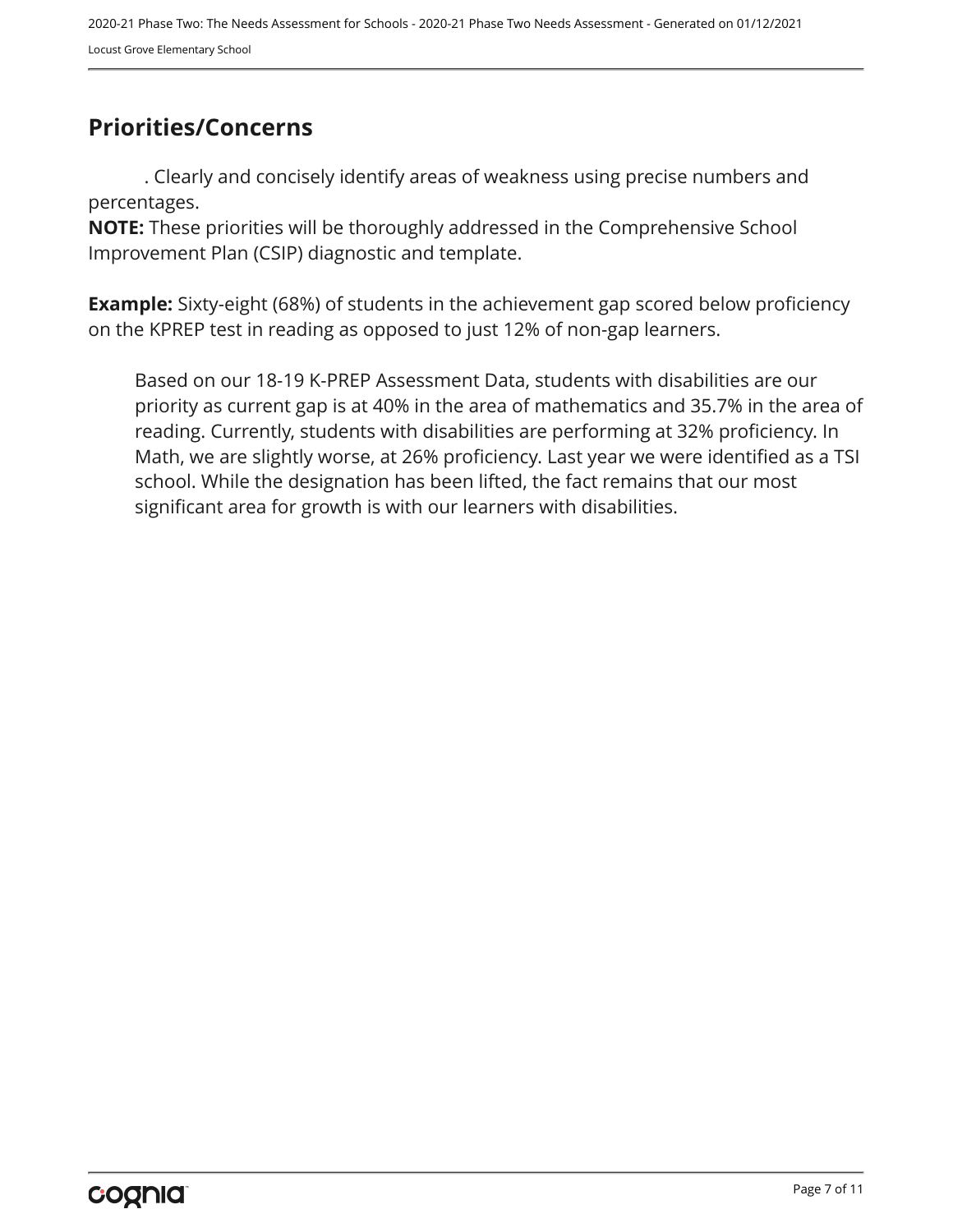## Priorities/Concerns

. Clearly and concisely identify areas of weakness using precise numbers and percentages.

**NOTE:** These priorities will be thoroughly addressed in the Comprehensive School Improvement Plan (CSIP) diagnostic and template.

**Example:** Sixty-eight (68%) of students in the achievement gap scored below proficiency on the KPREP test in reading as opposed to just 12% of non-gap learners.

Based on our 18-19 K-PREP Assessment Data, students with disabilities are our priority as current gap is at 40% in the area of mathematics and 35.7% in the area of reading. Currently, students with disabilities are performing at 32% proficiency. In Math, we are slightly worse, at 26% proficiency. Last year we were identified as a TSI school. While the designation has been lifted, the fact remains that our most significant area for growth is with our learners with disabilities.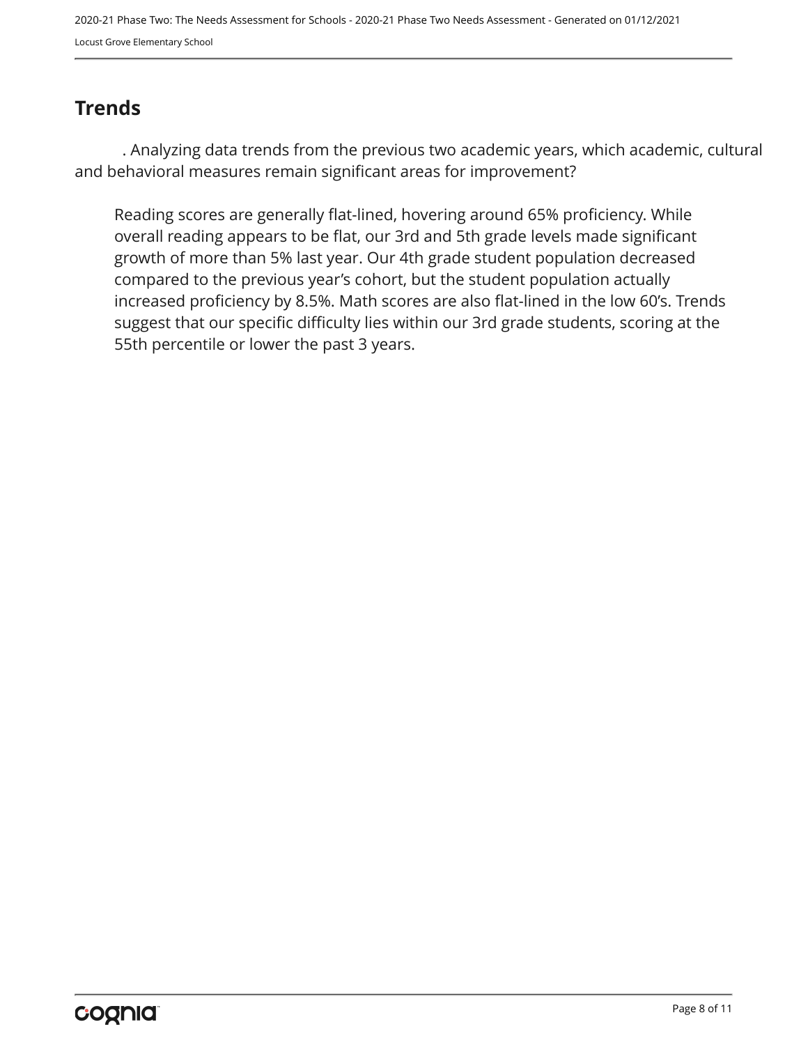## Trends

. Analyzing data trends from the previous two academic years, which academic, cultural and behavioral measures remain significant areas for improvement?

Reading scores are generally flat-lined, hovering around 65% proficiency. While overall reading appears to be flat, our 3rd and 5th grade levels made significant growth of more than 5% last year. Our 4th grade student population decreased compared to the previous year's cohort, but the student population actually increased proficiency by 8.5%. Math scores are also flat-lined in the low 60's. Trends suggest that our specific difficulty lies within our 3rd grade students, scoring at the 55th percentile or lower the past 3 years.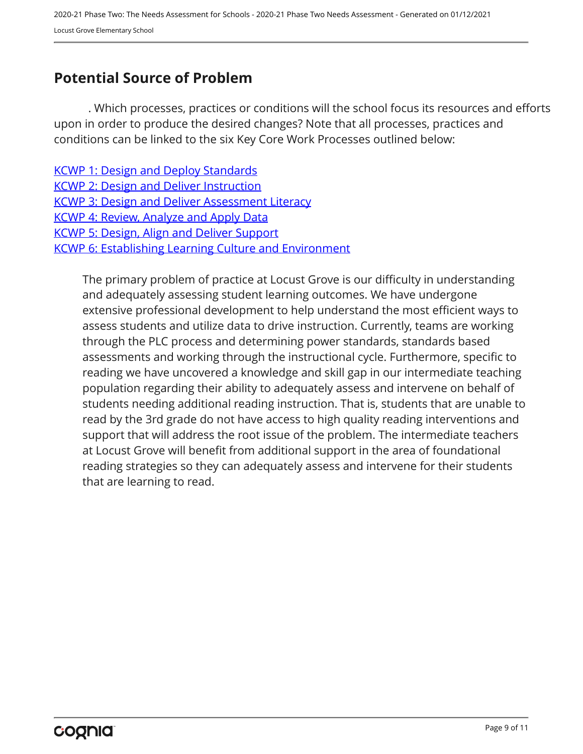## Potential Source of Problem

. Which processes, practices or conditions will the school focus its resources and efforts upon in order to produce the desired changes? Note that all processes, practices and conditions can be linked to the six Key Core Work Processes outlined below:

KCWP 1: Design and Deploy Standards
KCWP 2: Design and Deliver Instruction
KCWP 3: Design and Deliver Assessment Literacy
KCWP 4: Review, Analyze and Apply Data
KCWP 5: Design, Align and Deliver Support
KCWP 6: Establishing Learning Culture and Environment

The primary problem of practice at Locust Grove is our difficulty in understanding and adequately assessing student learning outcomes. We have undergone extensive professional development to help understand the most efficient ways to assess students and utilize data to drive instruction. Currently, teams are working through the PLC process and determining power standards, standards based assessments and working through the instructional cycle. Furthermore, specific to reading we have uncovered a knowledge and skill gap in our intermediate teaching population regarding their ability to adequately assess and intervene on behalf of students needing additional reading instruction. That is, students that are unable to read by the 3rd grade do not have access to high quality reading interventions and support that will address the root issue of the problem. The intermediate teachers at Locust Grove will benefit from additional support in the area of foundational reading strategies so they can adequately assess and intervene for their students that are learning to read.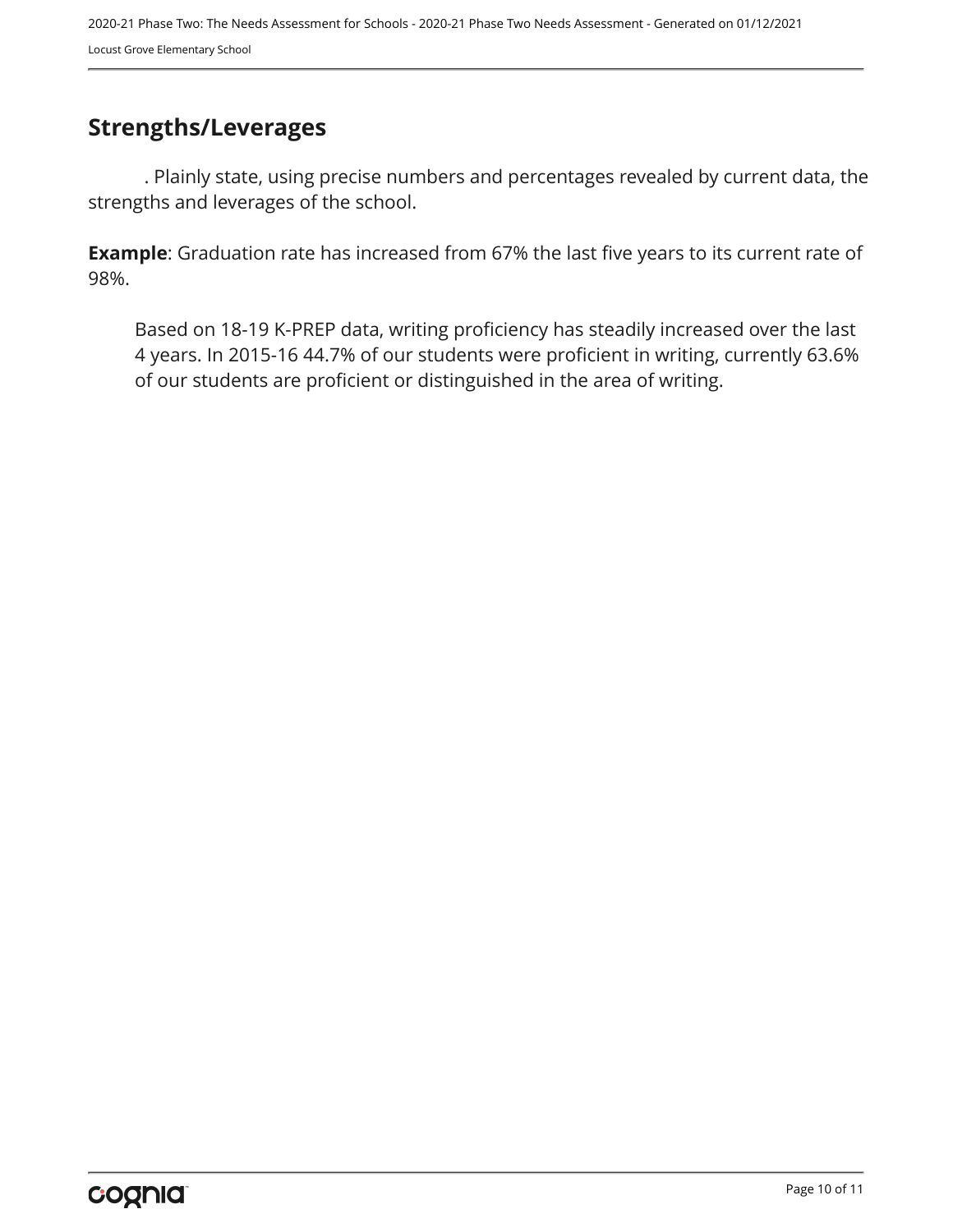## Strengths/Leverages

. Plainly state, using precise numbers and percentages revealed by current data, the strengths and leverages of the school.

**Example**: Graduation rate has increased from 67% the last five years to its current rate of 98%.

Based on 18-19 K-PREP data, writing proficiency has steadily increased over the last 4 years. In 2015-16 44.7% of our students were proficient in writing, currently 63.6% of our students are proficient or distinguished in the area of writing.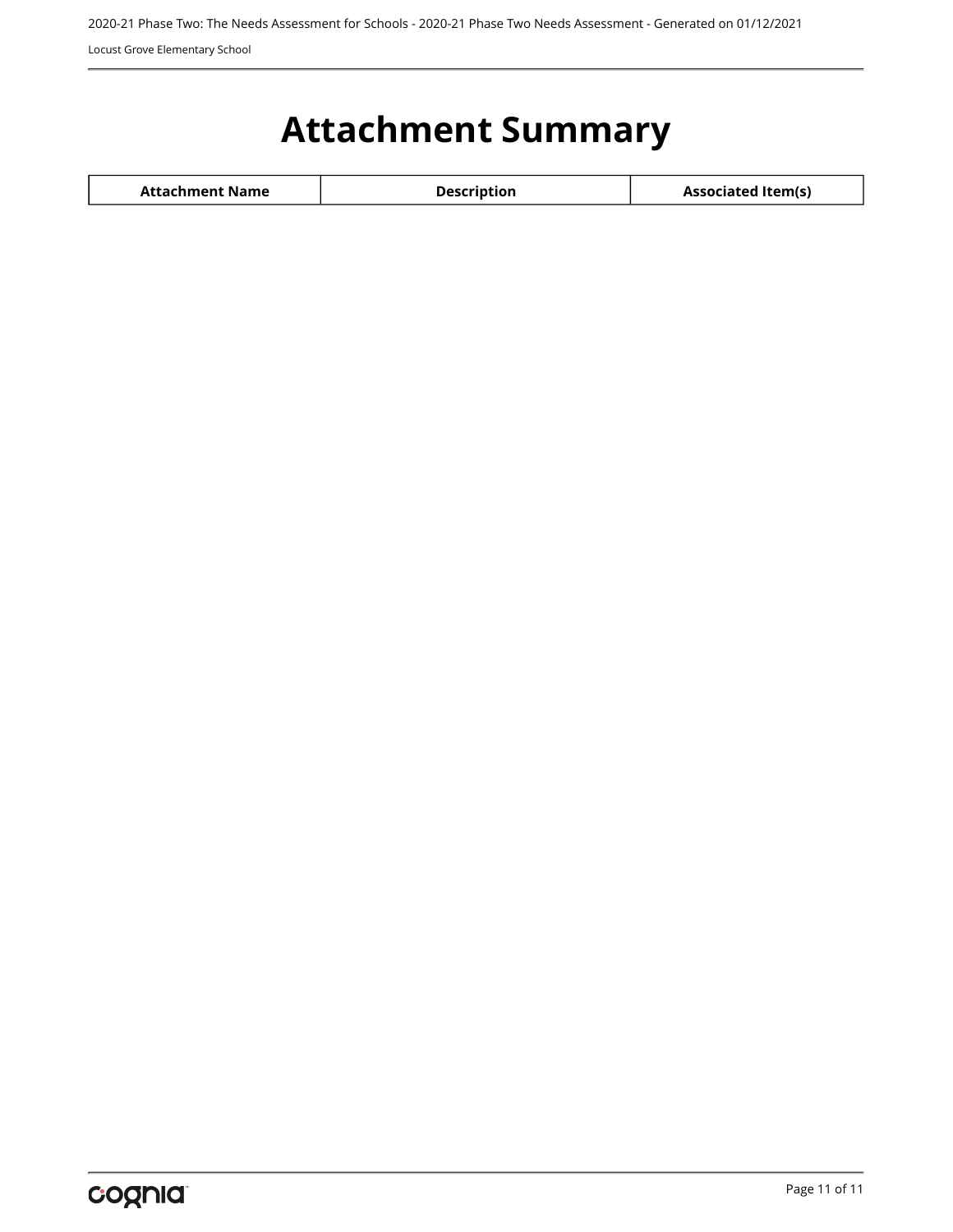# Attachment Summary

| Attachment Name | Description | Associated Item(s) |
| --- | --- | --- |